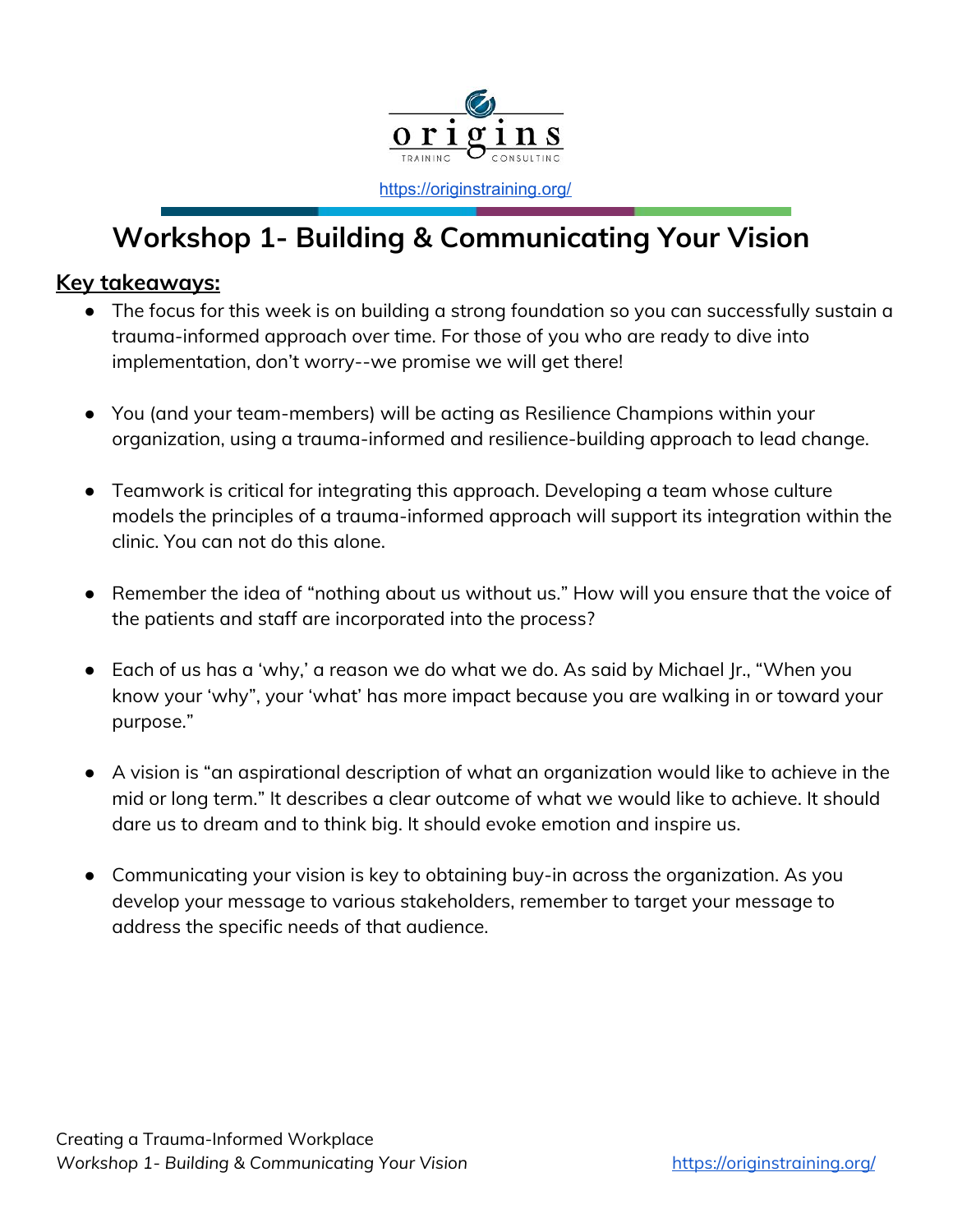https://originstraining.org/

# Workshop 1- Building & Communicating Your Vision

## Key takeaways:

- The focus for this week is on building a strong foundation so you can successfully sustain a trauma-informed approach over time. For those of you who are ready to dive into implementation, don't worry--we promise we will get there!

- You (and your team-members) will be acting as Resilience Champions within your organization, using a trauma-informed and resilience-building approach to lead change.

- Teamwork is critical for integrating this approach. Developing a team whose culture models the principles of a trauma-informed approach will support its integration within the clinic. You can not do this alone.

- Remember the idea of "nothing about us without us." How will you ensure that the voice of the patients and staff are incorporated into the process?

- Each of us has a 'why,' a reason we do what we do. As said by Michael Jr., "When you know your 'why", your 'what' has more impact because you are walking in or toward your purpose."

- A vision is "an aspirational description of what an organization would like to achieve in the mid or long term." It describes a clear outcome of what we would like to achieve. It should dare us to dream and to think big. It should evoke emotion and inspire us.

- Communicating your vision is key to obtaining buy-in across the organization. As you develop your message to various stakeholders, remember to target your message to address the specific needs of that audience.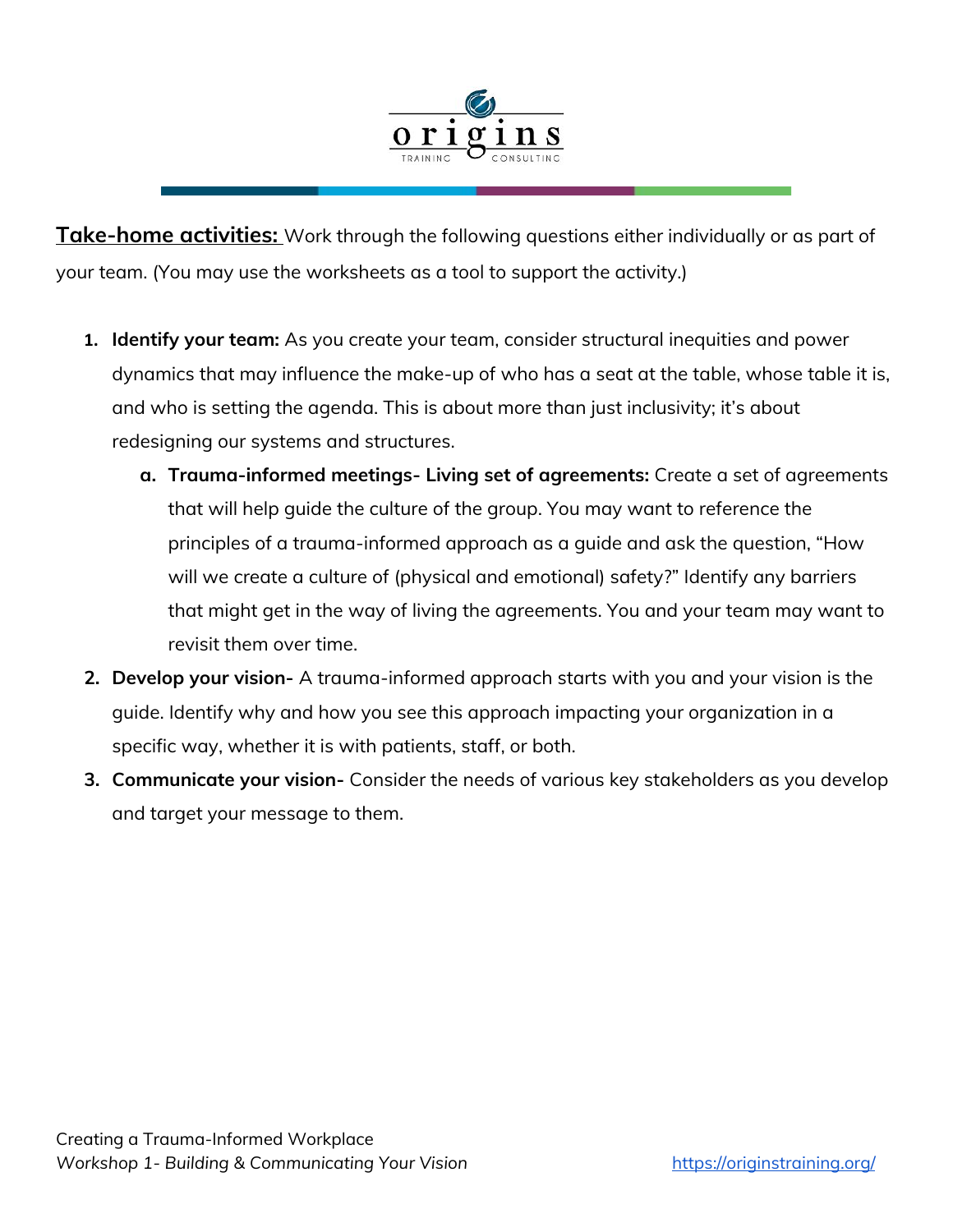**Take-home activities:** Work through the following questions either individually or as part of your team. (You may use the worksheets as a tool to support the activity.)

1. **Identify your team:** As you create your team, consider structural inequities and power dynamics that may influence the make-up of who has a seat at the table, whose table it is, and who is setting the agenda. This is about more than just inclusivity; it's about redesigning our systems and structures.
   a. **Trauma-informed meetings- Living set of agreements:** Create a set of agreements that will help guide the culture of the group. You may want to reference the principles of a trauma-informed approach as a guide and ask the question, "How will we create a culture of (physical and emotional) safety?" Identify any barriers that might get in the way of living the agreements. You and your team may want to revisit them over time.
2. **Develop your vision-** A trauma-informed approach starts with you and your vision is the guide. Identify why and how you see this approach impacting your organization in a specific way, whether it is with patients, staff, or both.
3. **Communicate your vision-** Consider the needs of various key stakeholders as you develop and target your message to them.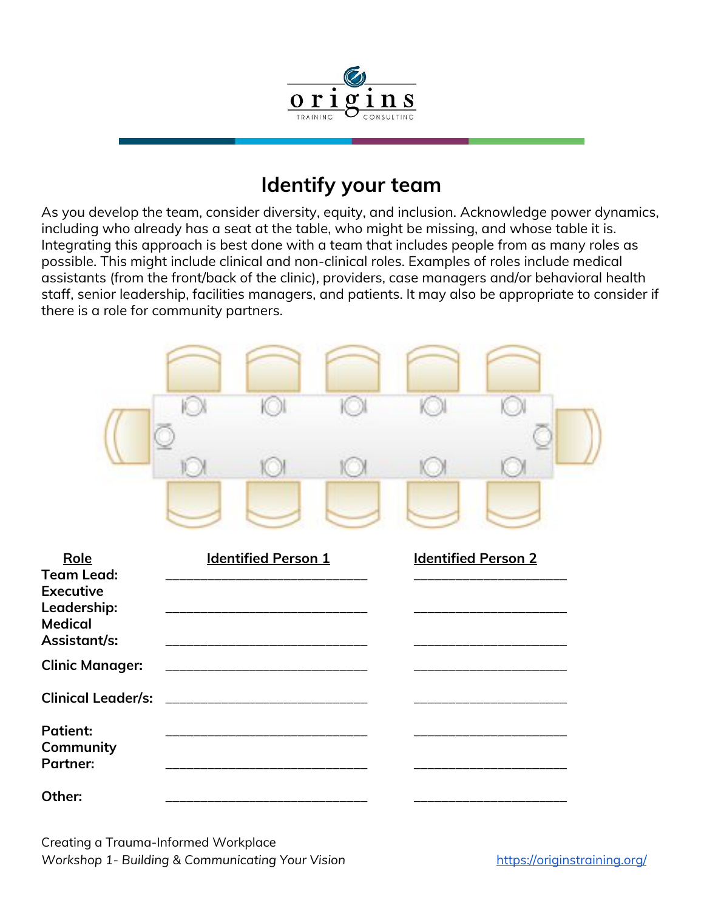# Identify your team

As you develop the team, consider diversity, equity, and inclusion. Acknowledge power dynamics, including who already has a seat at the table, who might be missing, and whose table it is. Integrating this approach is best done with a team that includes people from as many roles as possible. This might include clinical and non-clinical roles. Examples of roles include medical assistants (from the front/back of the clinic), providers, case managers and/or behavioral health staff, senior leadership, facilities managers, and patients. It may also be appropriate to consider if there is a role for community partners.

| Role | Identified Person 1 | Identified Person 2 |
| --- | --- | --- |
| **Team Lead:** | ____________________________ | ____________________________ |
| **Executive Leadership:** | ____________________________ | ____________________________ |
| **Medical Assistant/s:** | ____________________________ | ____________________________ |
| **Clinic Manager:** | ____________________________ | ____________________________ |
| **Clinical Leader/s:** | ____________________________ | ____________________________ |
| **Patient:** | ____________________________ | ____________________________ |
| **Community Partner:** | ____________________________ | ____________________________ |
| **Other:** | ____________________________ | ____________________________ |

Creating a Trauma-Informed Workplace
*Workshop 1- Building & Communicating Your Vision*

https://originstraining.org/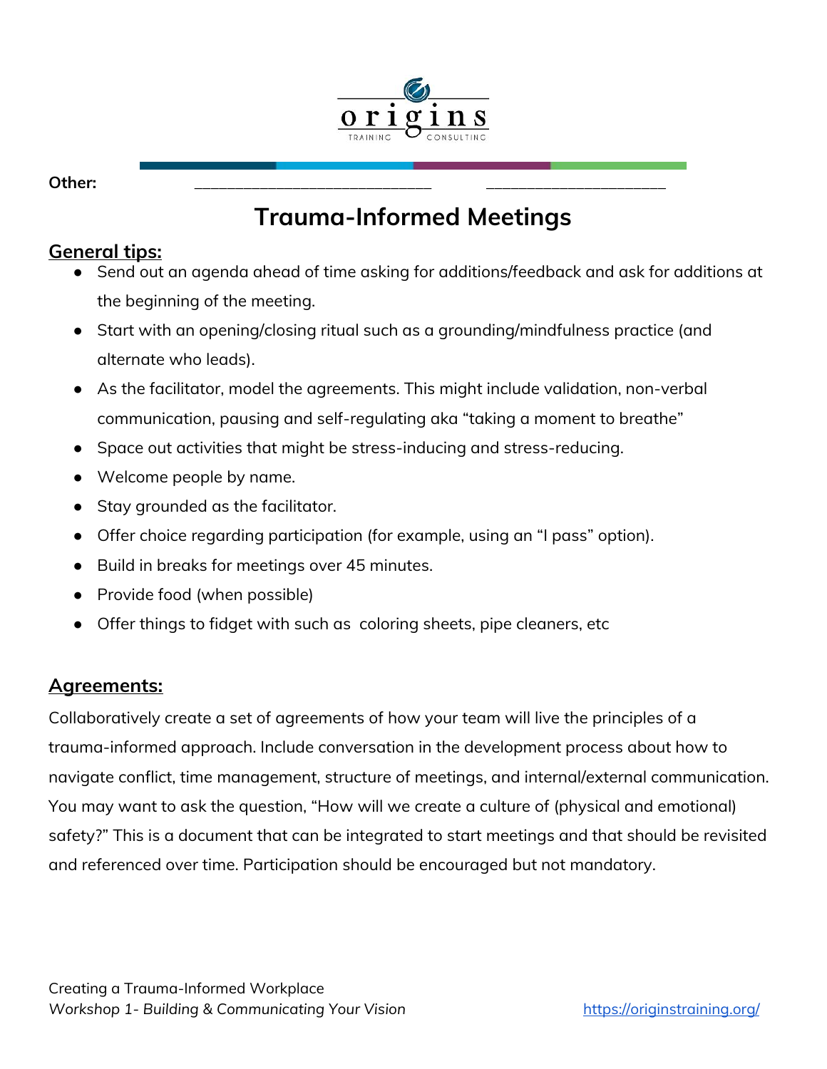**Other:** ______________________________ ______________________

# Trauma-Informed Meetings

## General tips:

- Send out an agenda ahead of time asking for additions/feedback and ask for additions at the beginning of the meeting.
- Start with an opening/closing ritual such as a grounding/mindfulness practice (and alternate who leads).
- As the facilitator, model the agreements. This might include validation, non-verbal communication, pausing and self-regulating aka "taking a moment to breathe"
- Space out activities that might be stress-inducing and stress-reducing.
- Welcome people by name.
- Stay grounded as the facilitator.
- Offer choice regarding participation (for example, using an "I pass" option).
- Build in breaks for meetings over 45 minutes.
- Provide food (when possible)
- Offer things to fidget with such as coloring sheets, pipe cleaners, etc

## Agreements:

Collaboratively create a set of agreements of how your team will live the principles of a trauma-informed approach. Include conversation in the development process about how to navigate conflict, time management, structure of meetings, and internal/external communication. You may want to ask the question, "How will we create a culture of (physical and emotional) safety?" This is a document that can be integrated to start meetings and that should be revisited and referenced over time. Participation should be encouraged but not mandatory.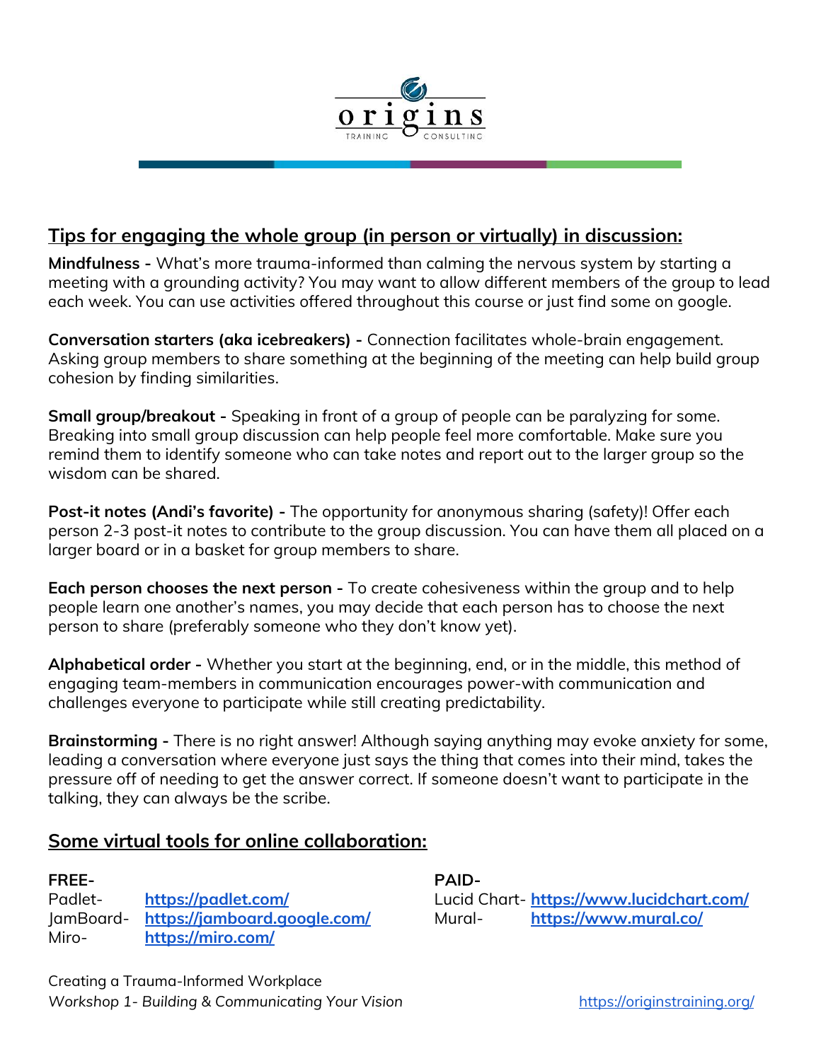## Tips for engaging the whole group (in person or virtually) in discussion:

**Mindfulness -** What's more trauma-informed than calming the nervous system by starting a meeting with a grounding activity? You may want to allow different members of the group to lead each week. You can use activities offered throughout this course or just find some on google.

**Conversation starters (aka icebreakers) -** Connection facilitates whole-brain engagement. Asking group members to share something at the beginning of the meeting can help build group cohesion by finding similarities.

**Small group/breakout -** Speaking in front of a group of people can be paralyzing for some. Breaking into small group discussion can help people feel more comfortable. Make sure you remind them to identify someone who can take notes and report out to the larger group so the wisdom can be shared.

**Post-it notes (Andi's favorite) -** The opportunity for anonymous sharing (safety)! Offer each person 2-3 post-it notes to contribute to the group discussion. You can have them all placed on a larger board or in a basket for group members to share.

**Each person chooses the next person -** To create cohesiveness within the group and to help people learn one another's names, you may decide that each person has to choose the next person to share (preferably someone who they don't know yet).

**Alphabetical order -** Whether you start at the beginning, end, or in the middle, this method of engaging team-members in communication encourages power-with communication and challenges everyone to participate while still creating predictability.

**Brainstorming -** There is no right answer! Although saying anything may evoke anxiety for some, leading a conversation where everyone just says the thing that comes into their mind, takes the pressure off of needing to get the answer correct. If someone doesn't want to participate in the talking, they can always be the scribe.

## Some virtual tools for online collaboration:

**FREE-**

Padlet- **https://padlet.com/**
JamBoard- **https://jamboard.google.com/**
Miro- **https://miro.com/**

**PAID-**

Lucid Chart- **https://www.lucidchart.com/**
Mural- **https://www.mural.co/**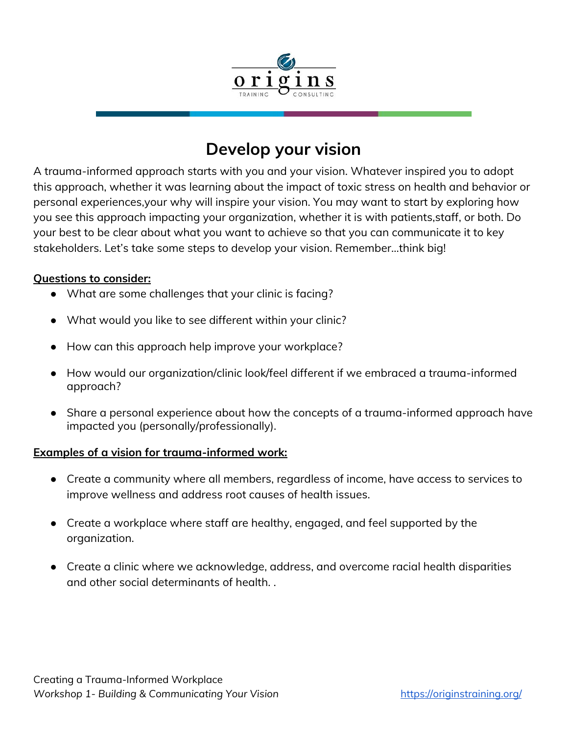# Develop your vision

A trauma-informed approach starts with you and your vision. Whatever inspired you to adopt this approach, whether it was learning about the impact of toxic stress on health and behavior or personal experiences,your why will inspire your vision. You may want to start by exploring how you see this approach impacting your organization, whether it is with patients,staff, or both. Do your best to be clear about what you want to achieve so that you can communicate it to key stakeholders. Let's take some steps to develop your vision. Remember...think big!

**Questions to consider:**

- What are some challenges that your clinic is facing?
- What would you like to see different within your clinic?
- How can this approach help improve your workplace?
- How would our organization/clinic look/feel different if we embraced a trauma-informed approach?
- Share a personal experience about how the concepts of a trauma-informed approach have impacted you (personally/professionally).

**Examples of a vision for trauma-informed work:**

- Create a community where all members, regardless of income, have access to services to improve wellness and address root causes of health issues.
- Create a workplace where staff are healthy, engaged, and feel supported by the organization.
- Create a clinic where we acknowledge, address, and overcome racial health disparities and other social determinants of health. .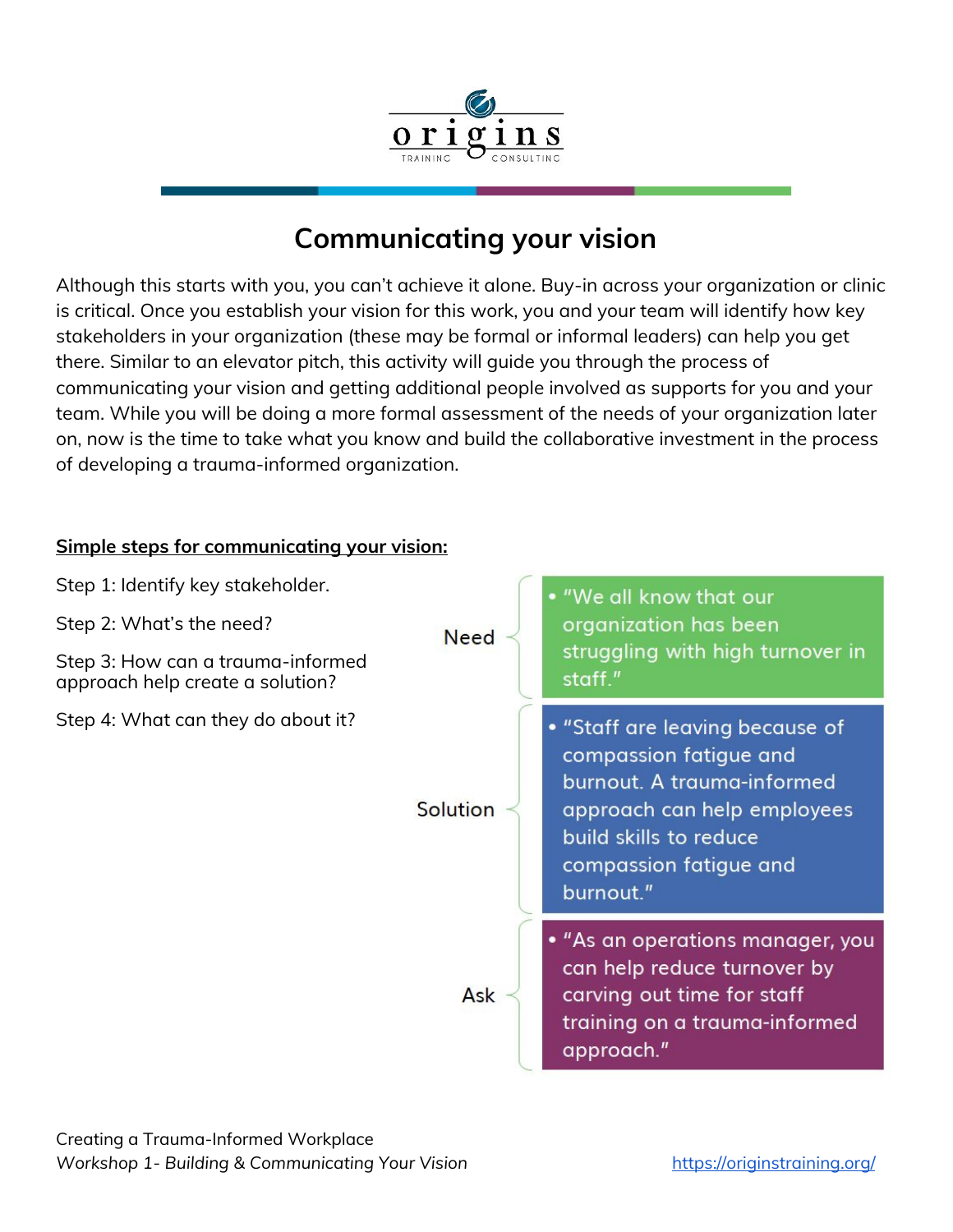# Communicating your vision

Although this starts with you, you can't achieve it alone. Buy-in across your organization or clinic is critical. Once you establish your vision for this work, you and your team will identify how key stakeholders in your organization (these may be formal or informal leaders) can help you get there. Similar to an elevator pitch, this activity will guide you through the process of communicating your vision and getting additional people involved as supports for you and your team. While you will be doing a more formal assessment of the needs of your organization later on, now is the time to take what you know and build the collaborative investment in the process of developing a trauma-informed organization.

**Simple steps for communicating your vision:**

Step 1: Identify key stakeholder.

Step 2: What's the need?

Step 3: How can a trauma-informed approach help create a solution?

Step 4: What can they do about it?

Need

- "We all know that our organization has been struggling with high turnover in staff."

Solution

- "Staff are leaving because of compassion fatigue and burnout. A trauma-informed approach can help employees build skills to reduce compassion fatigue and burnout."

Ask

- "As an operations manager, you can help reduce turnover by carving out time for staff training on a trauma-informed approach."